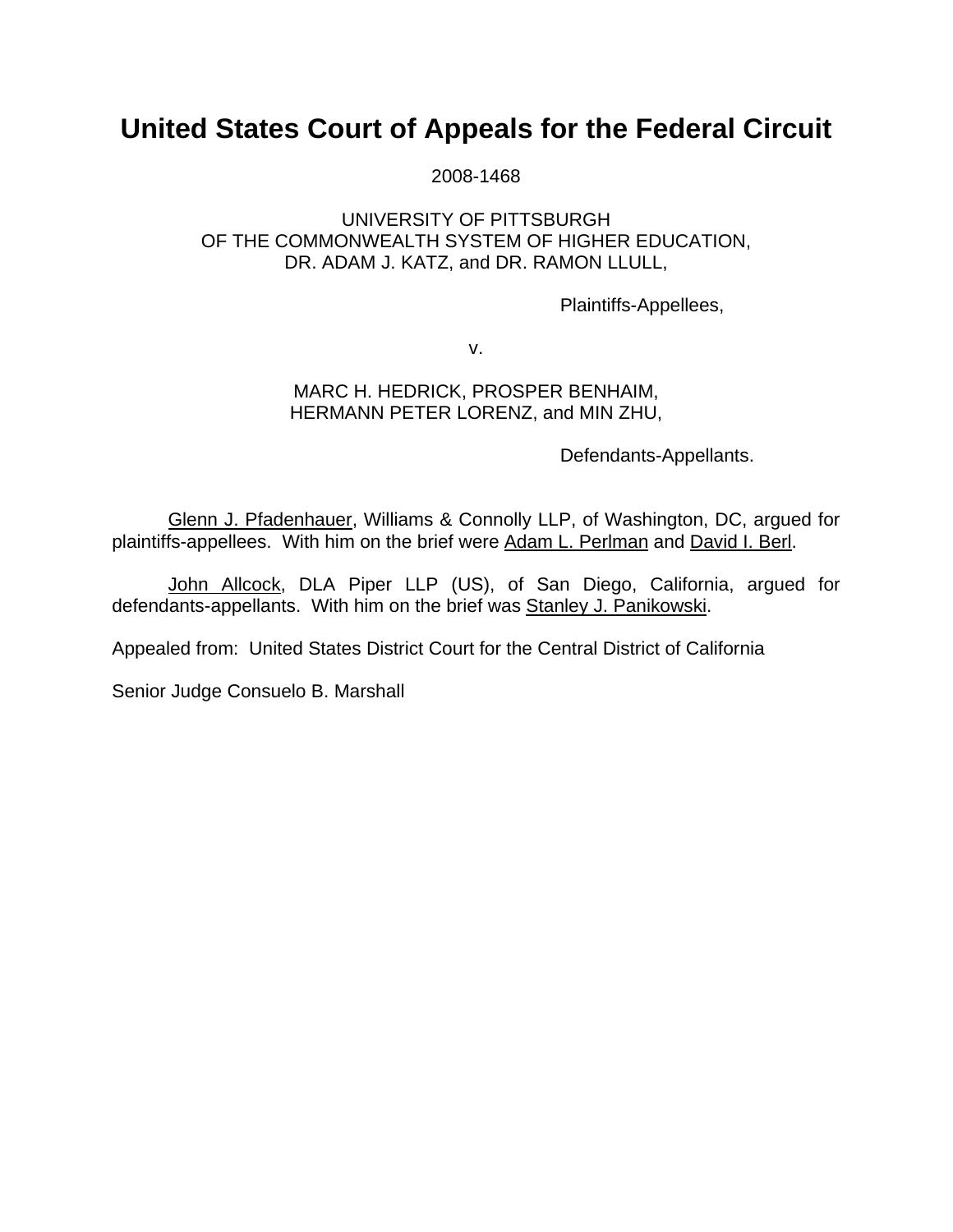# United States Court of Appeals for the Federal Circuit

2008-1468

UNIVERSITY OF PITTSBURGH
OF THE COMMONWEALTH SYSTEM OF HIGHER EDUCATION,
DR. ADAM J. KATZ, and DR. RAMON LLULL,

Plaintiffs-Appellees,

v.

MARC H. HEDRICK, PROSPER BENHAIM,
HERMANN PETER LORENZ, and MIN ZHU,

Defendants-Appellants.

Glenn J. Pfadenhauer, Williams & Connolly LLP, of Washington, DC, argued for plaintiffs-appellees. With him on the brief were Adam L. Perlman and David I. Berl.

John Allcock, DLA Piper LLP (US), of San Diego, California, argued for defendants-appellants. With him on the brief was Stanley J. Panikowski.

Appealed from: United States District Court for the Central District of California

Senior Judge Consuelo B. Marshall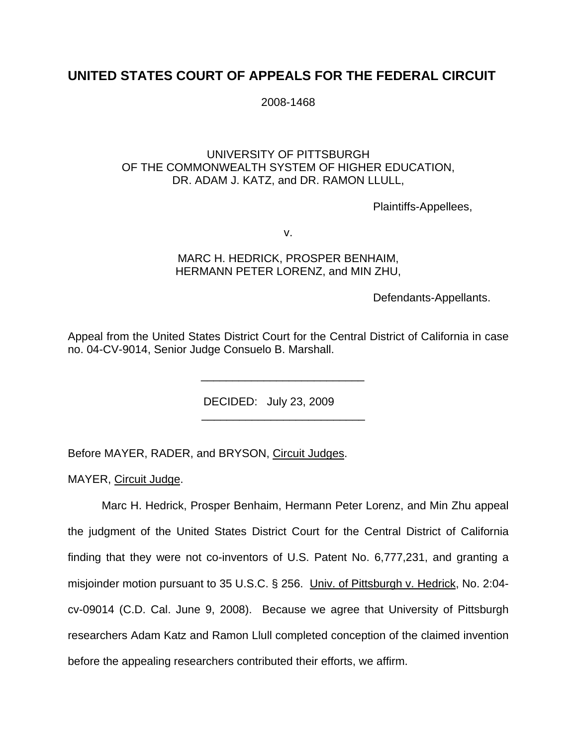# UNITED STATES COURT OF APPEALS FOR THE FEDERAL CIRCUIT

2008-1468

UNIVERSITY OF PITTSBURGH
OF THE COMMONWEALTH SYSTEM OF HIGHER EDUCATION,
DR. ADAM J. KATZ, and DR. RAMON LLULL,

Plaintiffs-Appellees,

v.

MARC H. HEDRICK, PROSPER BENHAIM,
HERMANN PETER LORENZ, and MIN ZHU,

Defendants-Appellants.

Appeal from the United States District Court for the Central District of California in case no. 04-CV-9014, Senior Judge Consuelo B. Marshall.

---

DECIDED: July 23, 2009

---

Before MAYER, RADER, and BRYSON, Circuit Judges.

MAYER, Circuit Judge.

Marc H. Hedrick, Prosper Benhaim, Hermann Peter Lorenz, and Min Zhu appeal the judgment of the United States District Court for the Central District of California finding that they were not co-inventors of U.S. Patent No. 6,777,231, and granting a misjoinder motion pursuant to 35 U.S.C. § 256. Univ. of Pittsburgh v. Hedrick, No. 2:04-cv-09014 (C.D. Cal. June 9, 2008). Because we agree that University of Pittsburgh researchers Adam Katz and Ramon Llull completed conception of the claimed invention before the appealing researchers contributed their efforts, we affirm.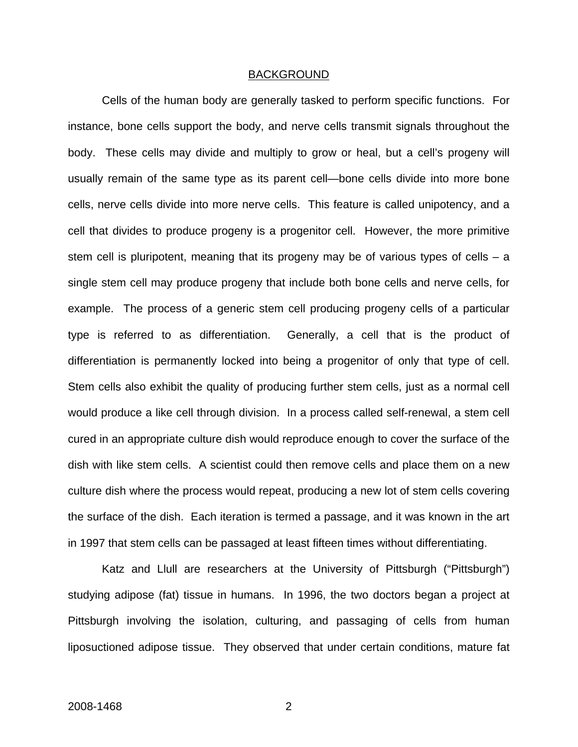## BACKGROUND

Cells of the human body are generally tasked to perform specific functions. For instance, bone cells support the body, and nerve cells transmit signals throughout the body. These cells may divide and multiply to grow or heal, but a cell's progeny will usually remain of the same type as its parent cell—bone cells divide into more bone cells, nerve cells divide into more nerve cells. This feature is called unipotency, and a cell that divides to produce progeny is a progenitor cell. However, the more primitive stem cell is pluripotent, meaning that its progeny may be of various types of cells – a single stem cell may produce progeny that include both bone cells and nerve cells, for example. The process of a generic stem cell producing progeny cells of a particular type is referred to as differentiation. Generally, a cell that is the product of differentiation is permanently locked into being a progenitor of only that type of cell. Stem cells also exhibit the quality of producing further stem cells, just as a normal cell would produce a like cell through division. In a process called self-renewal, a stem cell cured in an appropriate culture dish would reproduce enough to cover the surface of the dish with like stem cells. A scientist could then remove cells and place them on a new culture dish where the process would repeat, producing a new lot of stem cells covering the surface of the dish. Each iteration is termed a passage, and it was known in the art in 1997 that stem cells can be passaged at least fifteen times without differentiating.

Katz and Llull are researchers at the University of Pittsburgh ("Pittsburgh") studying adipose (fat) tissue in humans. In 1996, the two doctors began a project at Pittsburgh involving the isolation, culturing, and passaging of cells from human liposuctioned adipose tissue. They observed that under certain conditions, mature fat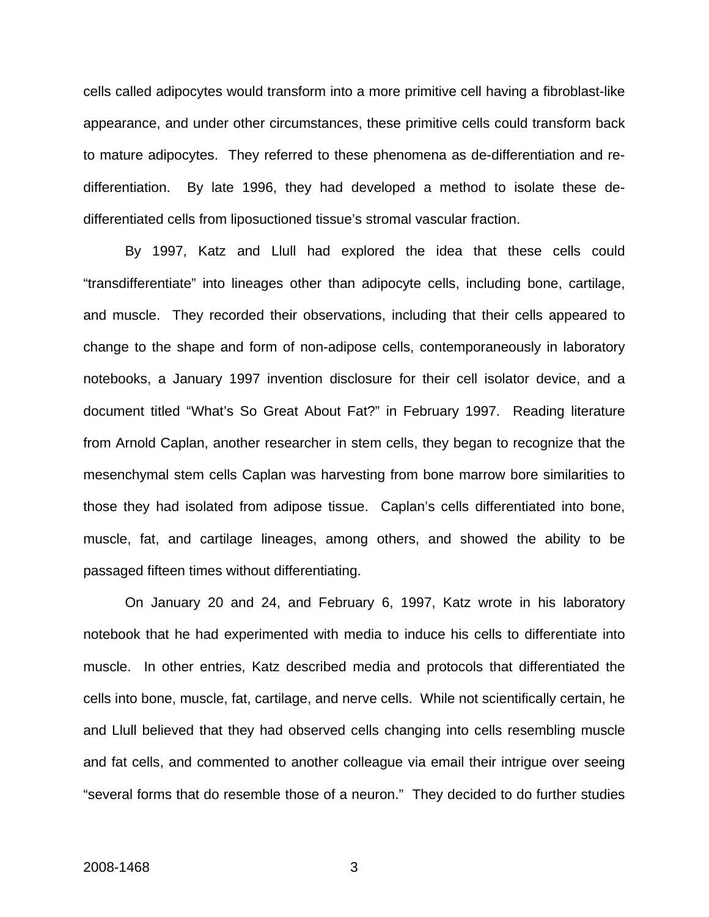cells called adipocytes would transform into a more primitive cell having a fibroblast-like appearance, and under other circumstances, these primitive cells could transform back to mature adipocytes. They referred to these phenomena as de-differentiation and re-differentiation. By late 1996, they had developed a method to isolate these de-differentiated cells from liposuctioned tissue's stromal vascular fraction.

By 1997, Katz and Llull had explored the idea that these cells could "transdifferentiate" into lineages other than adipocyte cells, including bone, cartilage, and muscle. They recorded their observations, including that their cells appeared to change to the shape and form of non-adipose cells, contemporaneously in laboratory notebooks, a January 1997 invention disclosure for their cell isolator device, and a document titled "What's So Great About Fat?" in February 1997. Reading literature from Arnold Caplan, another researcher in stem cells, they began to recognize that the mesenchymal stem cells Caplan was harvesting from bone marrow bore similarities to those they had isolated from adipose tissue. Caplan's cells differentiated into bone, muscle, fat, and cartilage lineages, among others, and showed the ability to be passaged fifteen times without differentiating.

On January 20 and 24, and February 6, 1997, Katz wrote in his laboratory notebook that he had experimented with media to induce his cells to differentiate into muscle. In other entries, Katz described media and protocols that differentiated the cells into bone, muscle, fat, cartilage, and nerve cells. While not scientifically certain, he and Llull believed that they had observed cells changing into cells resembling muscle and fat cells, and commented to another colleague via email their intrigue over seeing "several forms that do resemble those of a neuron." They decided to do further studies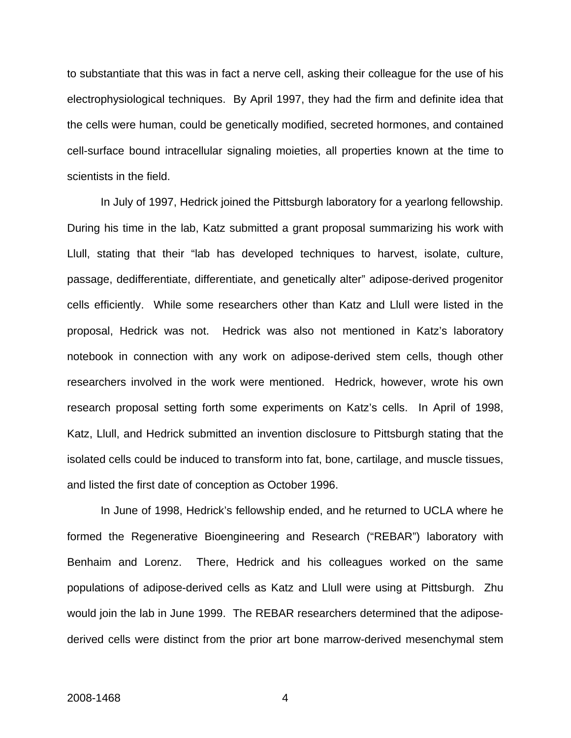to substantiate that this was in fact a nerve cell, asking their colleague for the use of his electrophysiological techniques. By April 1997, they had the firm and definite idea that the cells were human, could be genetically modified, secreted hormones, and contained cell-surface bound intracellular signaling moieties, all properties known at the time to scientists in the field.

In July of 1997, Hedrick joined the Pittsburgh laboratory for a yearlong fellowship. During his time in the lab, Katz submitted a grant proposal summarizing his work with Llull, stating that their "lab has developed techniques to harvest, isolate, culture, passage, dedifferentiate, differentiate, and genetically alter" adipose-derived progenitor cells efficiently. While some researchers other than Katz and Llull were listed in the proposal, Hedrick was not. Hedrick was also not mentioned in Katz's laboratory notebook in connection with any work on adipose-derived stem cells, though other researchers involved in the work were mentioned. Hedrick, however, wrote his own research proposal setting forth some experiments on Katz's cells. In April of 1998, Katz, Llull, and Hedrick submitted an invention disclosure to Pittsburgh stating that the isolated cells could be induced to transform into fat, bone, cartilage, and muscle tissues, and listed the first date of conception as October 1996.

In June of 1998, Hedrick's fellowship ended, and he returned to UCLA where he formed the Regenerative Bioengineering and Research ("REBAR") laboratory with Benhaim and Lorenz. There, Hedrick and his colleagues worked on the same populations of adipose-derived cells as Katz and Llull were using at Pittsburgh. Zhu would join the lab in June 1999. The REBAR researchers determined that the adipose-derived cells were distinct from the prior art bone marrow-derived mesenchymal stem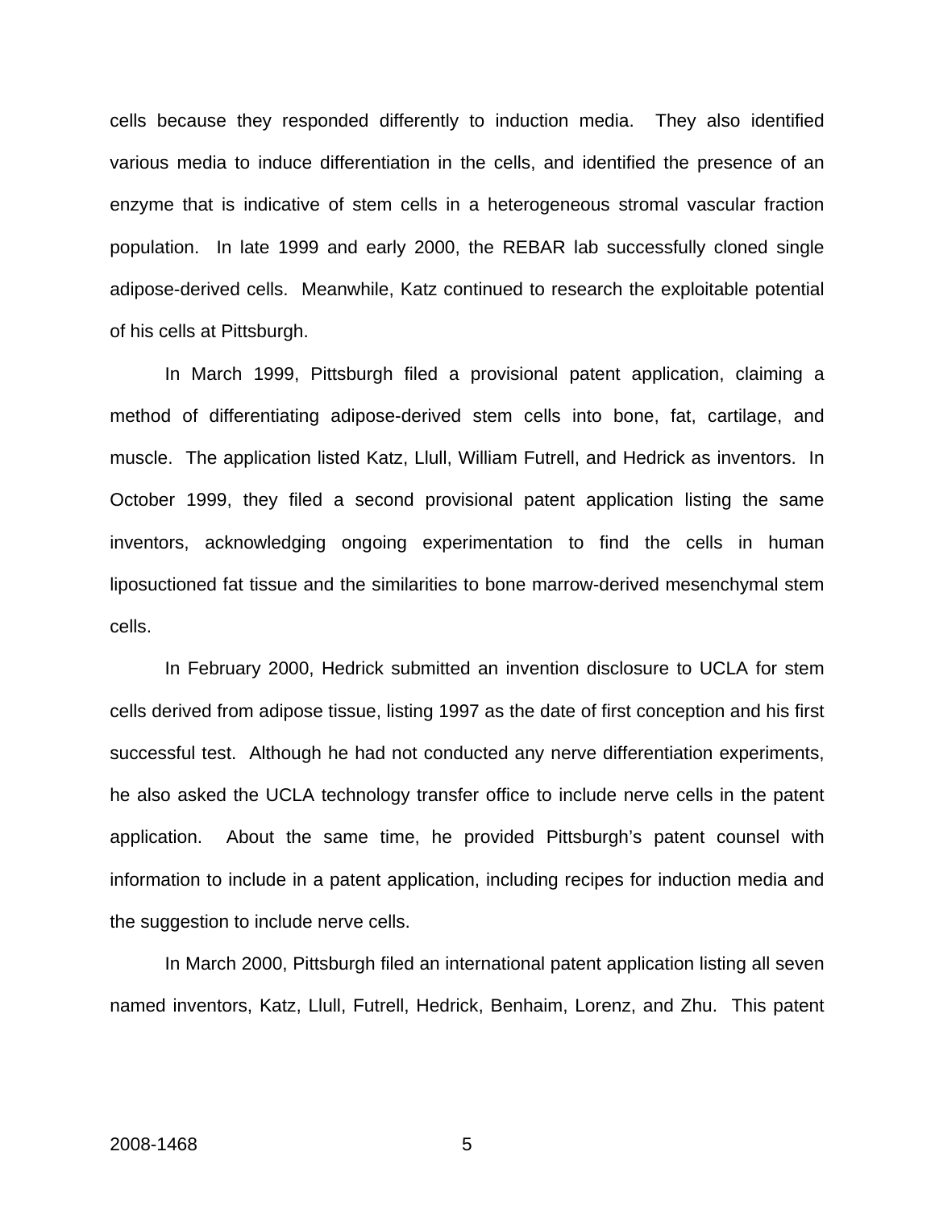cells because they responded differently to induction media. They also identified various media to induce differentiation in the cells, and identified the presence of an enzyme that is indicative of stem cells in a heterogeneous stromal vascular fraction population. In late 1999 and early 2000, the REBAR lab successfully cloned single adipose-derived cells. Meanwhile, Katz continued to research the exploitable potential of his cells at Pittsburgh.

In March 1999, Pittsburgh filed a provisional patent application, claiming a method of differentiating adipose-derived stem cells into bone, fat, cartilage, and muscle. The application listed Katz, Llull, William Futrell, and Hedrick as inventors. In October 1999, they filed a second provisional patent application listing the same inventors, acknowledging ongoing experimentation to find the cells in human liposuctioned fat tissue and the similarities to bone marrow-derived mesenchymal stem cells.

In February 2000, Hedrick submitted an invention disclosure to UCLA for stem cells derived from adipose tissue, listing 1997 as the date of first conception and his first successful test. Although he had not conducted any nerve differentiation experiments, he also asked the UCLA technology transfer office to include nerve cells in the patent application. About the same time, he provided Pittsburgh's patent counsel with information to include in a patent application, including recipes for induction media and the suggestion to include nerve cells.

In March 2000, Pittsburgh filed an international patent application listing all seven named inventors, Katz, Llull, Futrell, Hedrick, Benhaim, Lorenz, and Zhu. This patent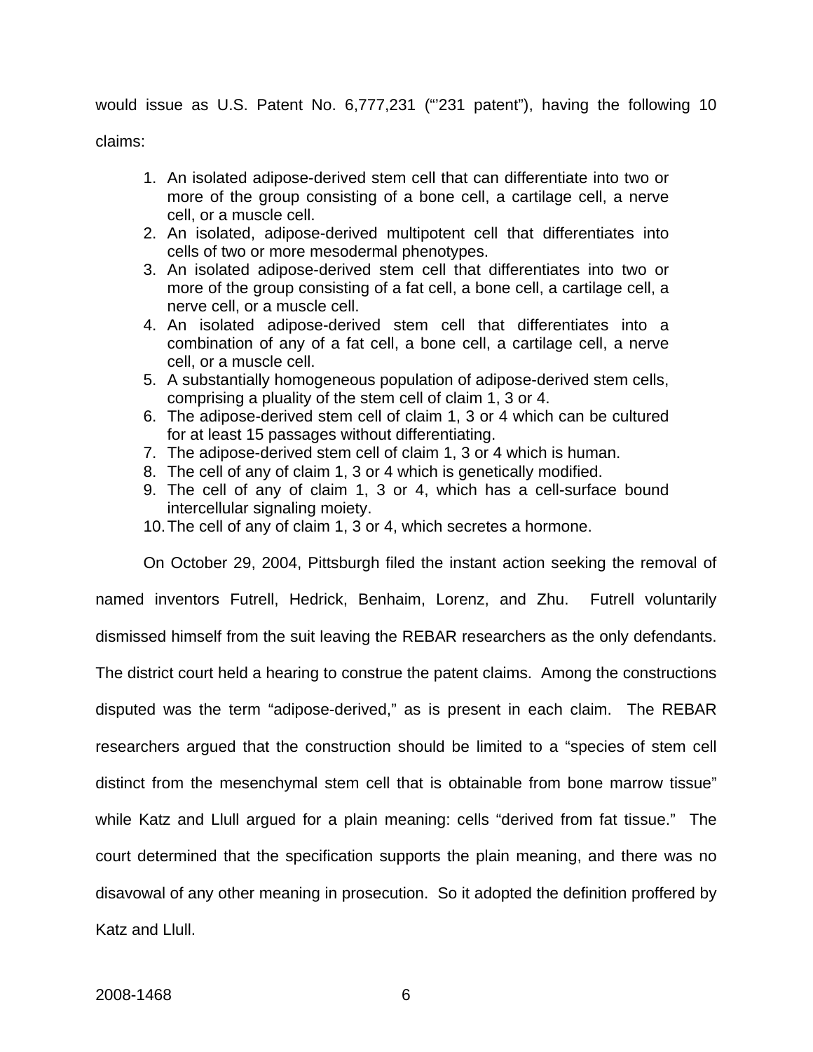would issue as U.S. Patent No. 6,777,231 ("'231 patent"), having the following 10 claims:

1. An isolated adipose-derived stem cell that can differentiate into two or more of the group consisting of a bone cell, a cartilage cell, a nerve cell, or a muscle cell.
2. An isolated, adipose-derived multipotent cell that differentiates into cells of two or more mesodermal phenotypes.
3. An isolated adipose-derived stem cell that differentiates into two or more of the group consisting of a fat cell, a bone cell, a cartilage cell, a nerve cell, or a muscle cell.
4. An isolated adipose-derived stem cell that differentiates into a combination of any of a fat cell, a bone cell, a cartilage cell, a nerve cell, or a muscle cell.
5. A substantially homogeneous population of adipose-derived stem cells, comprising a pluality of the stem cell of claim 1, 3 or 4.
6. The adipose-derived stem cell of claim 1, 3 or 4 which can be cultured for at least 15 passages without differentiating.
7. The adipose-derived stem cell of claim 1, 3 or 4 which is human.
8. The cell of any of claim 1, 3 or 4 which is genetically modified.
9. The cell of any of claim 1, 3 or 4, which has a cell-surface bound intercellular signaling moiety.
10. The cell of any of claim 1, 3 or 4, which secretes a hormone.

On October 29, 2004, Pittsburgh filed the instant action seeking the removal of named inventors Futrell, Hedrick, Benhaim, Lorenz, and Zhu. Futrell voluntarily dismissed himself from the suit leaving the REBAR researchers as the only defendants. The district court held a hearing to construe the patent claims. Among the constructions disputed was the term "adipose-derived," as is present in each claim. The REBAR researchers argued that the construction should be limited to a "species of stem cell distinct from the mesenchymal stem cell that is obtainable from bone marrow tissue" while Katz and Llull argued for a plain meaning: cells "derived from fat tissue." The court determined that the specification supports the plain meaning, and there was no disavowal of any other meaning in prosecution. So it adopted the definition proffered by Katz and Llull.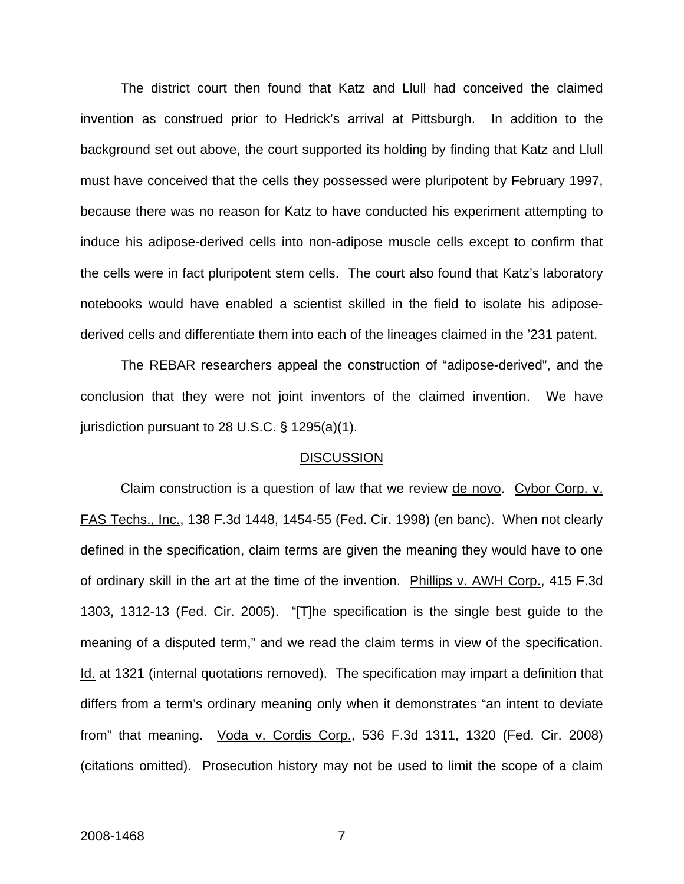The district court then found that Katz and Llull had conceived the claimed invention as construed prior to Hedrick's arrival at Pittsburgh. In addition to the background set out above, the court supported its holding by finding that Katz and Llull must have conceived that the cells they possessed were pluripotent by February 1997, because there was no reason for Katz to have conducted his experiment attempting to induce his adipose-derived cells into non-adipose muscle cells except to confirm that the cells were in fact pluripotent stem cells. The court also found that Katz's laboratory notebooks would have enabled a scientist skilled in the field to isolate his adipose-derived cells and differentiate them into each of the lineages claimed in the '231 patent.

The REBAR researchers appeal the construction of "adipose-derived", and the conclusion that they were not joint inventors of the claimed invention. We have jurisdiction pursuant to 28 U.S.C. § 1295(a)(1).

## DISCUSSION

Claim construction is a question of law that we review de novo. Cybor Corp. v. FAS Techs., Inc., 138 F.3d 1448, 1454-55 (Fed. Cir. 1998) (en banc). When not clearly defined in the specification, claim terms are given the meaning they would have to one of ordinary skill in the art at the time of the invention. Phillips v. AWH Corp., 415 F.3d 1303, 1312-13 (Fed. Cir. 2005). "[T]he specification is the single best guide to the meaning of a disputed term," and we read the claim terms in view of the specification. Id. at 1321 (internal quotations removed). The specification may impart a definition that differs from a term's ordinary meaning only when it demonstrates "an intent to deviate from" that meaning. Voda v. Cordis Corp., 536 F.3d 1311, 1320 (Fed. Cir. 2008) (citations omitted). Prosecution history may not be used to limit the scope of a claim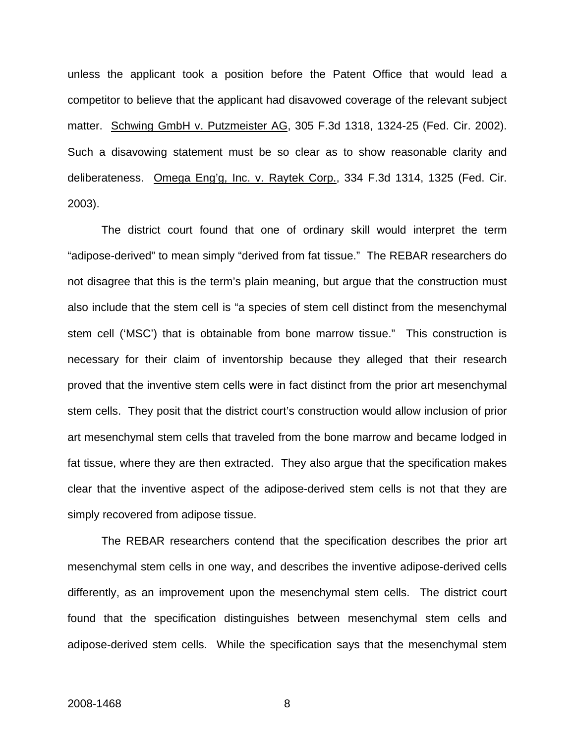unless the applicant took a position before the Patent Office that would lead a competitor to believe that the applicant had disavowed coverage of the relevant subject matter. Schwing GmbH v. Putzmeister AG, 305 F.3d 1318, 1324-25 (Fed. Cir. 2002). Such a disavowing statement must be so clear as to show reasonable clarity and deliberateness. Omega Eng'g, Inc. v. Raytek Corp., 334 F.3d 1314, 1325 (Fed. Cir. 2003).

The district court found that one of ordinary skill would interpret the term "adipose-derived" to mean simply "derived from fat tissue." The REBAR researchers do not disagree that this is the term's plain meaning, but argue that the construction must also include that the stem cell is "a species of stem cell distinct from the mesenchymal stem cell ('MSC') that is obtainable from bone marrow tissue." This construction is necessary for their claim of inventorship because they alleged that their research proved that the inventive stem cells were in fact distinct from the prior art mesenchymal stem cells. They posit that the district court's construction would allow inclusion of prior art mesenchymal stem cells that traveled from the bone marrow and became lodged in fat tissue, where they are then extracted. They also argue that the specification makes clear that the inventive aspect of the adipose-derived stem cells is not that they are simply recovered from adipose tissue.

The REBAR researchers contend that the specification describes the prior art mesenchymal stem cells in one way, and describes the inventive adipose-derived cells differently, as an improvement upon the mesenchymal stem cells. The district court found that the specification distinguishes between mesenchymal stem cells and adipose-derived stem cells. While the specification says that the mesenchymal stem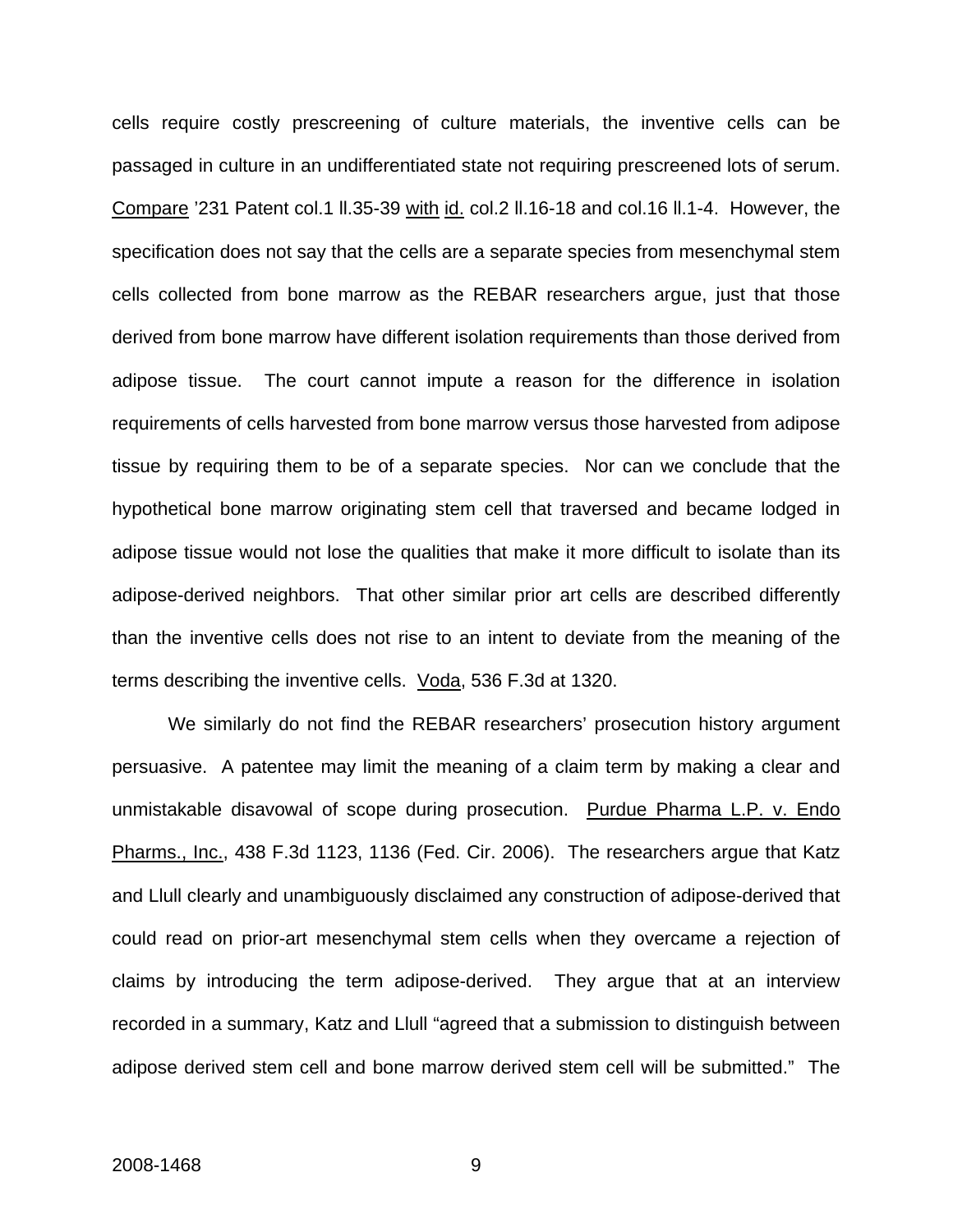cells require costly prescreening of culture materials, the inventive cells can be passaged in culture in an undifferentiated state not requiring prescreened lots of serum. Compare '231 Patent col.1 ll.35-39 with id. col.2 ll.16-18 and col.16 ll.1-4. However, the specification does not say that the cells are a separate species from mesenchymal stem cells collected from bone marrow as the REBAR researchers argue, just that those derived from bone marrow have different isolation requirements than those derived from adipose tissue. The court cannot impute a reason for the difference in isolation requirements of cells harvested from bone marrow versus those harvested from adipose tissue by requiring them to be of a separate species. Nor can we conclude that the hypothetical bone marrow originating stem cell that traversed and became lodged in adipose tissue would not lose the qualities that make it more difficult to isolate than its adipose-derived neighbors. That other similar prior art cells are described differently than the inventive cells does not rise to an intent to deviate from the meaning of the terms describing the inventive cells. Voda, 536 F.3d at 1320.

We similarly do not find the REBAR researchers' prosecution history argument persuasive. A patentee may limit the meaning of a claim term by making a clear and unmistakable disavowal of scope during prosecution. Purdue Pharma L.P. v. Endo Pharms., Inc., 438 F.3d 1123, 1136 (Fed. Cir. 2006). The researchers argue that Katz and Llull clearly and unambiguously disclaimed any construction of adipose-derived that could read on prior-art mesenchymal stem cells when they overcame a rejection of claims by introducing the term adipose-derived. They argue that at an interview recorded in a summary, Katz and Llull "agreed that a submission to distinguish between adipose derived stem cell and bone marrow derived stem cell will be submitted." The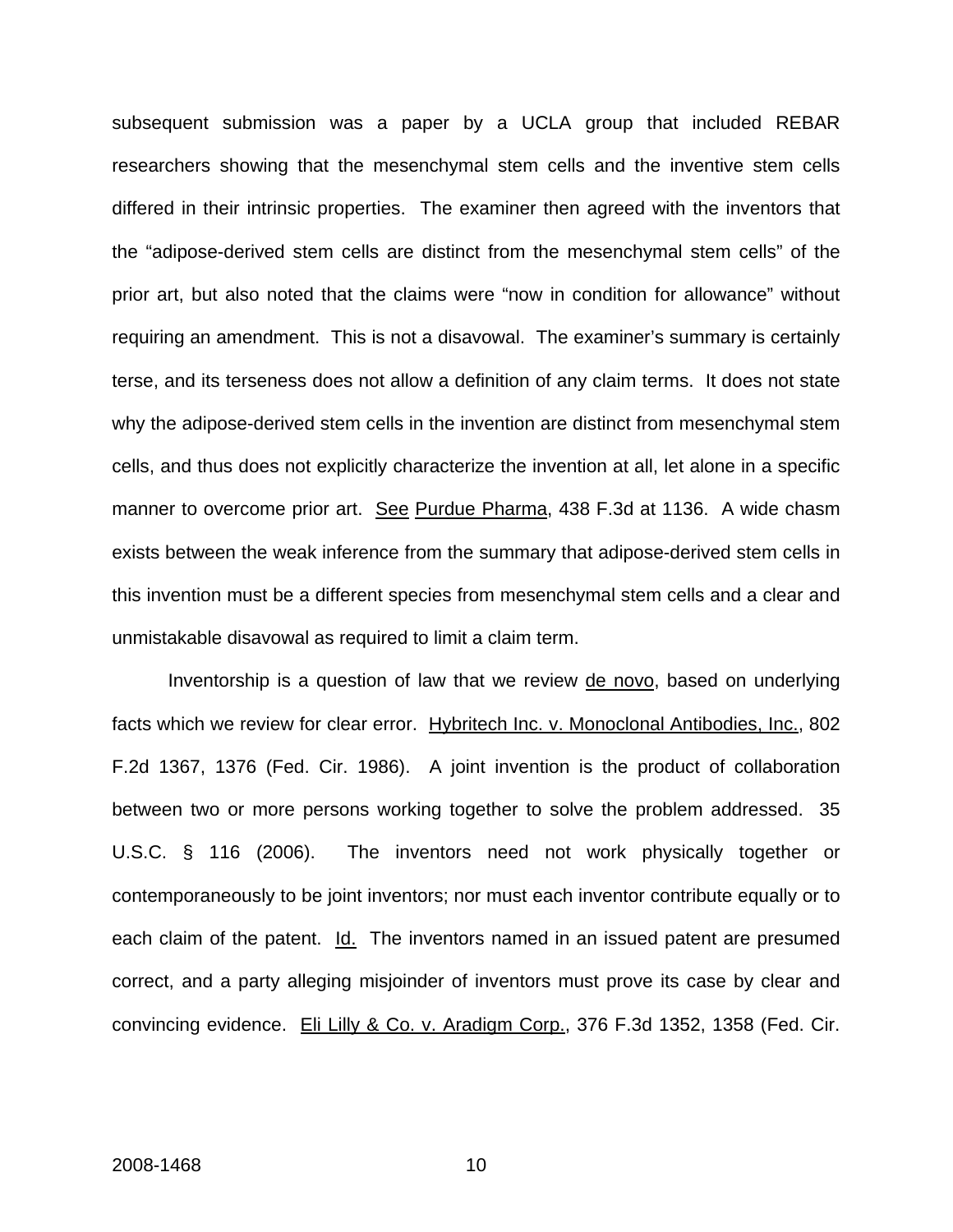subsequent submission was a paper by a UCLA group that included REBAR researchers showing that the mesenchymal stem cells and the inventive stem cells differed in their intrinsic properties. The examiner then agreed with the inventors that the "adipose-derived stem cells are distinct from the mesenchymal stem cells" of the prior art, but also noted that the claims were "now in condition for allowance" without requiring an amendment. This is not a disavowal. The examiner's summary is certainly terse, and its terseness does not allow a definition of any claim terms. It does not state why the adipose-derived stem cells in the invention are distinct from mesenchymal stem cells, and thus does not explicitly characterize the invention at all, let alone in a specific manner to overcome prior art. See Purdue Pharma, 438 F.3d at 1136. A wide chasm exists between the weak inference from the summary that adipose-derived stem cells in this invention must be a different species from mesenchymal stem cells and a clear and unmistakable disavowal as required to limit a claim term.

Inventorship is a question of law that we review de novo, based on underlying facts which we review for clear error. Hybritech Inc. v. Monoclonal Antibodies, Inc., 802 F.2d 1367, 1376 (Fed. Cir. 1986). A joint invention is the product of collaboration between two or more persons working together to solve the problem addressed. 35 U.S.C. § 116 (2006). The inventors need not work physically together or contemporaneously to be joint inventors; nor must each inventor contribute equally or to each claim of the patent. Id. The inventors named in an issued patent are presumed correct, and a party alleging misjoinder of inventors must prove its case by clear and convincing evidence. Eli Lilly & Co. v. Aradigm Corp., 376 F.3d 1352, 1358 (Fed. Cir.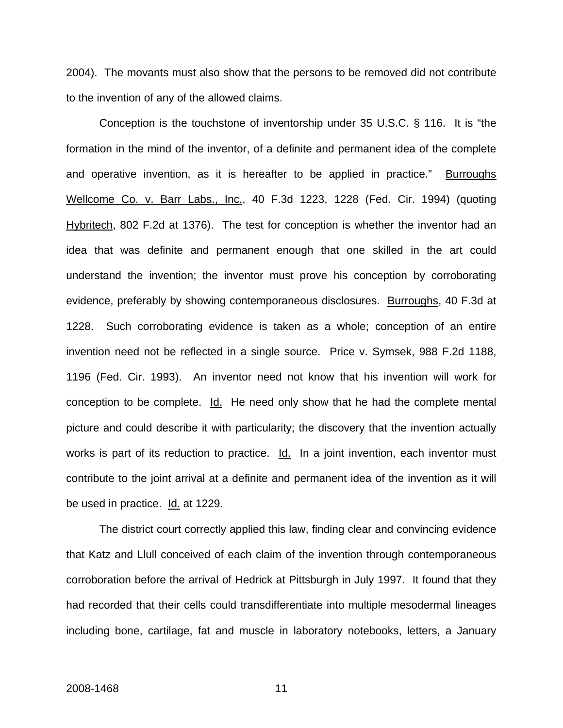2004). The movants must also show that the persons to be removed did not contribute to the invention of any of the allowed claims.

Conception is the touchstone of inventorship under 35 U.S.C. § 116. It is "the formation in the mind of the inventor, of a definite and permanent idea of the complete and operative invention, as it is hereafter to be applied in practice." Burroughs Wellcome Co. v. Barr Labs., Inc., 40 F.3d 1223, 1228 (Fed. Cir. 1994) (quoting Hybritech, 802 F.2d at 1376). The test for conception is whether the inventor had an idea that was definite and permanent enough that one skilled in the art could understand the invention; the inventor must prove his conception by corroborating evidence, preferably by showing contemporaneous disclosures. Burroughs, 40 F.3d at 1228. Such corroborating evidence is taken as a whole; conception of an entire invention need not be reflected in a single source. Price v. Symsek, 988 F.2d 1188, 1196 (Fed. Cir. 1993). An inventor need not know that his invention will work for conception to be complete. Id. He need only show that he had the complete mental picture and could describe it with particularity; the discovery that the invention actually works is part of its reduction to practice. Id. In a joint invention, each inventor must contribute to the joint arrival at a definite and permanent idea of the invention as it will be used in practice. Id. at 1229.

The district court correctly applied this law, finding clear and convincing evidence that Katz and Llull conceived of each claim of the invention through contemporaneous corroboration before the arrival of Hedrick at Pittsburgh in July 1997. It found that they had recorded that their cells could transdifferentiate into multiple mesodermal lineages including bone, cartilage, fat and muscle in laboratory notebooks, letters, a January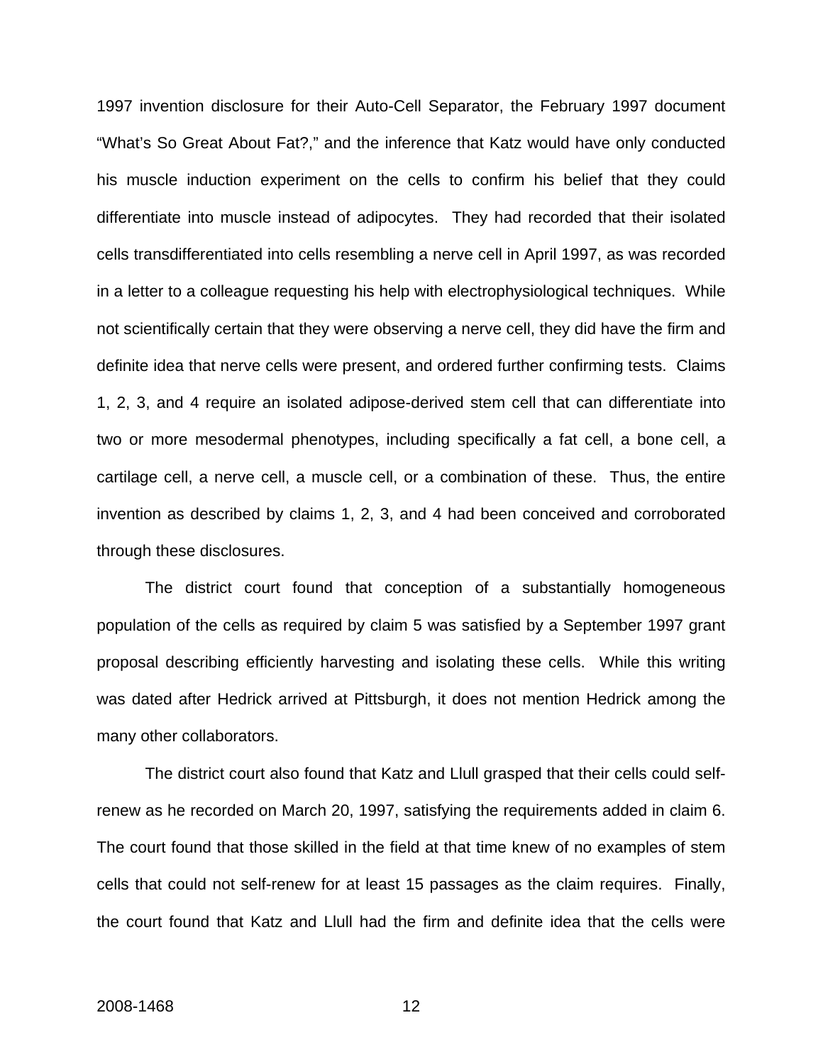1997 invention disclosure for their Auto-Cell Separator, the February 1997 document "What's So Great About Fat?," and the inference that Katz would have only conducted his muscle induction experiment on the cells to confirm his belief that they could differentiate into muscle instead of adipocytes. They had recorded that their isolated cells transdifferentiated into cells resembling a nerve cell in April 1997, as was recorded in a letter to a colleague requesting his help with electrophysiological techniques. While not scientifically certain that they were observing a nerve cell, they did have the firm and definite idea that nerve cells were present, and ordered further confirming tests. Claims 1, 2, 3, and 4 require an isolated adipose-derived stem cell that can differentiate into two or more mesodermal phenotypes, including specifically a fat cell, a bone cell, a cartilage cell, a nerve cell, a muscle cell, or a combination of these. Thus, the entire invention as described by claims 1, 2, 3, and 4 had been conceived and corroborated through these disclosures.

The district court found that conception of a substantially homogeneous population of the cells as required by claim 5 was satisfied by a September 1997 grant proposal describing efficiently harvesting and isolating these cells. While this writing was dated after Hedrick arrived at Pittsburgh, it does not mention Hedrick among the many other collaborators.

The district court also found that Katz and Llull grasped that their cells could self-renew as he recorded on March 20, 1997, satisfying the requirements added in claim 6. The court found that those skilled in the field at that time knew of no examples of stem cells that could not self-renew for at least 15 passages as the claim requires. Finally, the court found that Katz and Llull had the firm and definite idea that the cells were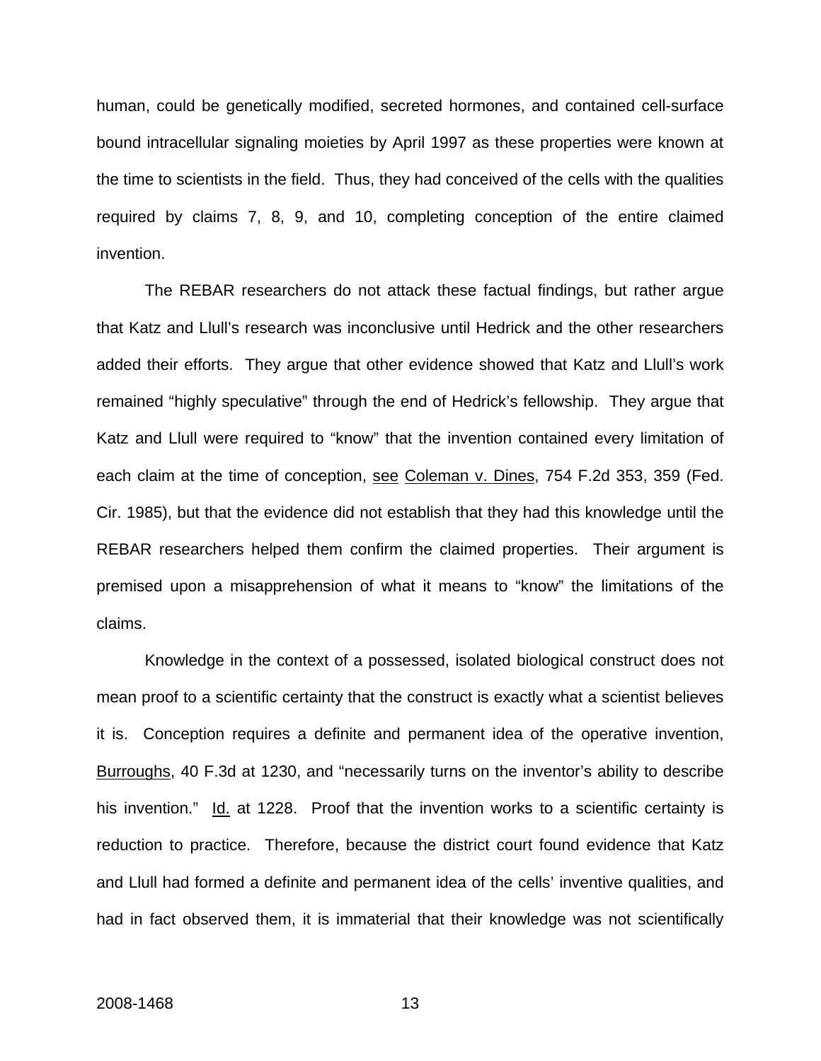human, could be genetically modified, secreted hormones, and contained cell-surface bound intracellular signaling moieties by April 1997 as these properties were known at the time to scientists in the field. Thus, they had conceived of the cells with the qualities required by claims 7, 8, 9, and 10, completing conception of the entire claimed invention.

The REBAR researchers do not attack these factual findings, but rather argue that Katz and Llull's research was inconclusive until Hedrick and the other researchers added their efforts. They argue that other evidence showed that Katz and Llull's work remained "highly speculative" through the end of Hedrick's fellowship. They argue that Katz and Llull were required to "know" that the invention contained every limitation of each claim at the time of conception, see Coleman v. Dines, 754 F.2d 353, 359 (Fed. Cir. 1985), but that the evidence did not establish that they had this knowledge until the REBAR researchers helped them confirm the claimed properties. Their argument is premised upon a misapprehension of what it means to "know" the limitations of the claims.

Knowledge in the context of a possessed, isolated biological construct does not mean proof to a scientific certainty that the construct is exactly what a scientist believes it is. Conception requires a definite and permanent idea of the operative invention, Burroughs, 40 F.3d at 1230, and "necessarily turns on the inventor's ability to describe his invention." Id. at 1228. Proof that the invention works to a scientific certainty is reduction to practice. Therefore, because the district court found evidence that Katz and Llull had formed a definite and permanent idea of the cells' inventive qualities, and had in fact observed them, it is immaterial that their knowledge was not scientifically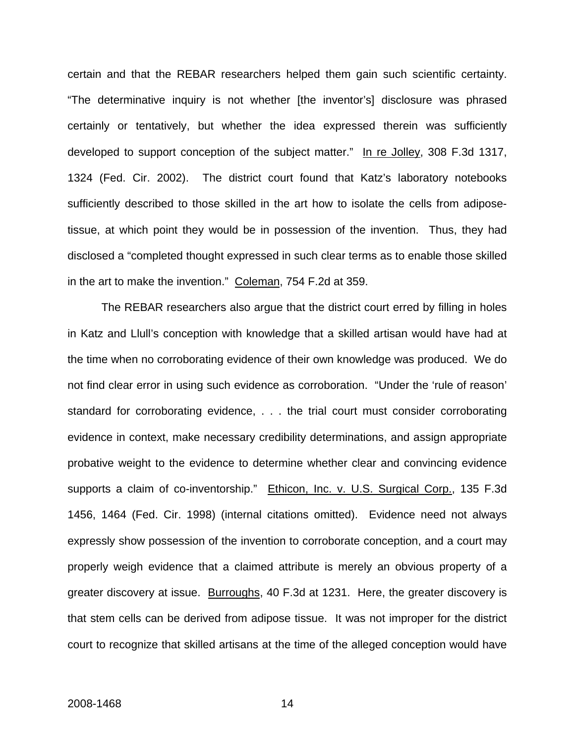certain and that the REBAR researchers helped them gain such scientific certainty. "The determinative inquiry is not whether [the inventor's] disclosure was phrased certainly or tentatively, but whether the idea expressed therein was sufficiently developed to support conception of the subject matter." In re Jolley, 308 F.3d 1317, 1324 (Fed. Cir. 2002). The district court found that Katz's laboratory notebooks sufficiently described to those skilled in the art how to isolate the cells from adipose-tissue, at which point they would be in possession of the invention. Thus, they had disclosed a "completed thought expressed in such clear terms as to enable those skilled in the art to make the invention." Coleman, 754 F.2d at 359.

The REBAR researchers also argue that the district court erred by filling in holes in Katz and Llull's conception with knowledge that a skilled artisan would have had at the time when no corroborating evidence of their own knowledge was produced. We do not find clear error in using such evidence as corroboration. "Under the 'rule of reason' standard for corroborating evidence, . . . the trial court must consider corroborating evidence in context, make necessary credibility determinations, and assign appropriate probative weight to the evidence to determine whether clear and convincing evidence supports a claim of co-inventorship." Ethicon, Inc. v. U.S. Surgical Corp., 135 F.3d 1456, 1464 (Fed. Cir. 1998) (internal citations omitted). Evidence need not always expressly show possession of the invention to corroborate conception, and a court may properly weigh evidence that a claimed attribute is merely an obvious property of a greater discovery at issue. Burroughs, 40 F.3d at 1231. Here, the greater discovery is that stem cells can be derived from adipose tissue. It was not improper for the district court to recognize that skilled artisans at the time of the alleged conception would have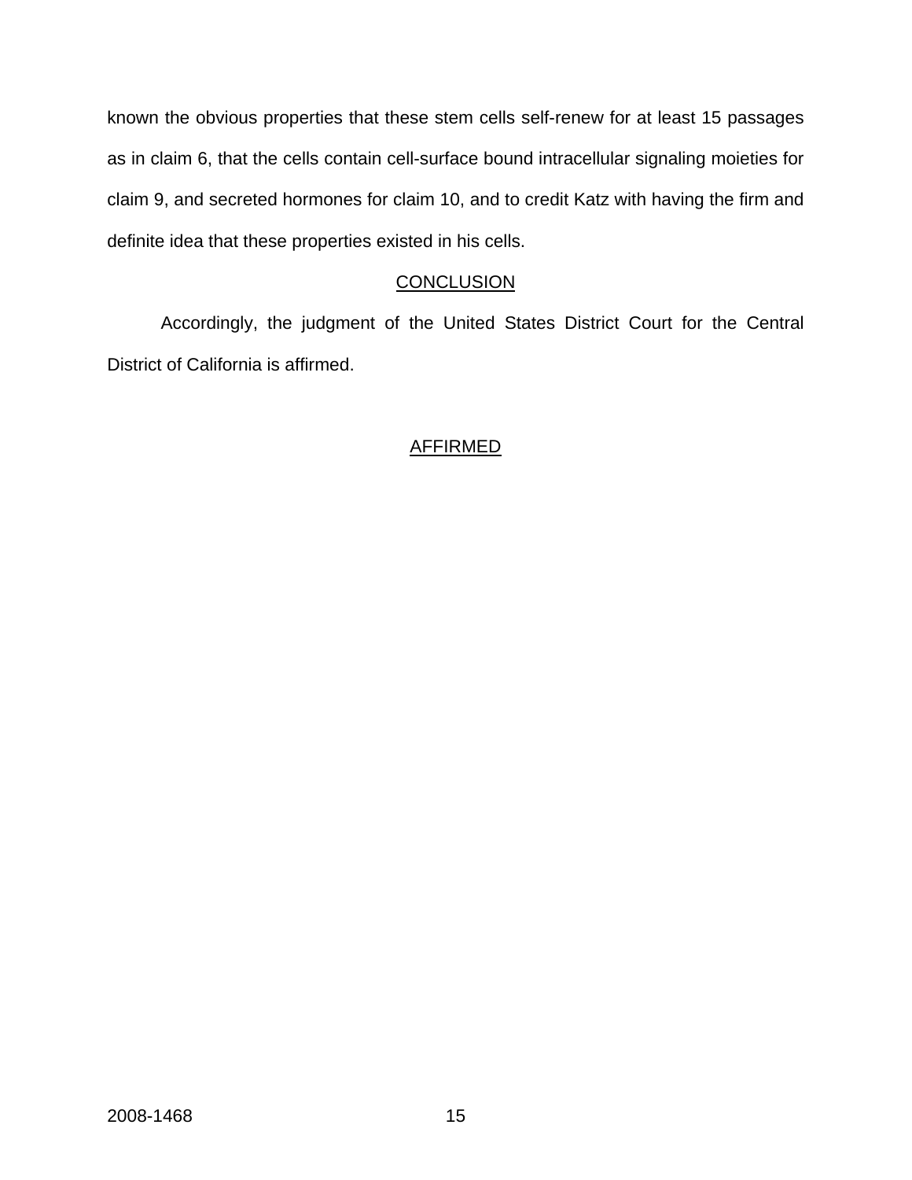known the obvious properties that these stem cells self-renew for at least 15 passages as in claim 6, that the cells contain cell-surface bound intracellular signaling moieties for claim 9, and secreted hormones for claim 10, and to credit Katz with having the firm and definite idea that these properties existed in his cells.

## CONCLUSION

Accordingly, the judgment of the United States District Court for the Central District of California is affirmed.

## AFFIRMED